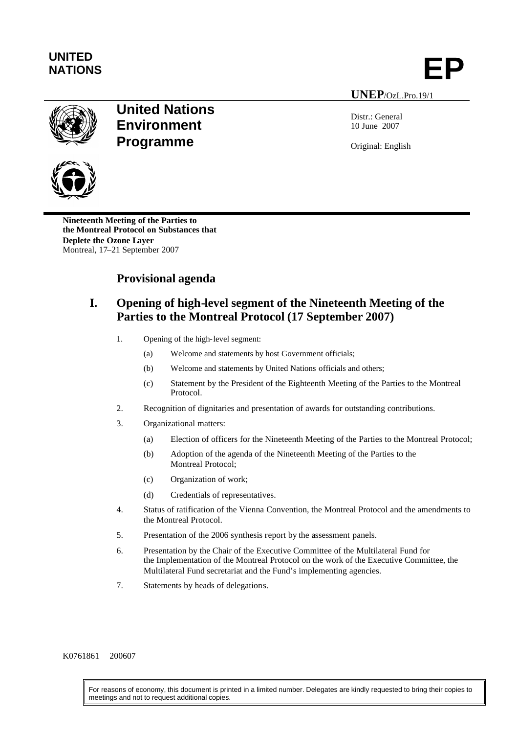**UNITED NATIONS**

**EP**

**UNEP**/OzL.Pro.19/1

# United Nations Environment Programme

Distr.: General
10 June 2007

Original: English

**Nineteenth Meeting of the Parties to the Montreal Protocol on Substances that Deplete the Ozone Layer**
Montreal, 17–21 September 2007

## Provisional agenda

## I. Opening of high-level segment of the Nineteenth Meeting of the Parties to the Montreal Protocol (17 September 2007)

1. Opening of the high-level segment:
   - (a) Welcome and statements by host Government officials;
   - (b) Welcome and statements by United Nations officials and others;
   - (c) Statement by the President of the Eighteenth Meeting of the Parties to the Montreal Protocol.
2. Recognition of dignitaries and presentation of awards for outstanding contributions.
3. Organizational matters:
   - (a) Election of officers for the Nineteenth Meeting of the Parties to the Montreal Protocol;
   - (b) Adoption of the agenda of the Nineteenth Meeting of the Parties to the Montreal Protocol;
   - (c) Organization of work;
   - (d) Credentials of representatives.
4. Status of ratification of the Vienna Convention, the Montreal Protocol and the amendments to the Montreal Protocol.
5. Presentation of the 2006 synthesis report by the assessment panels.
6. Presentation by the Chair of the Executive Committee of the Multilateral Fund for the Implementation of the Montreal Protocol on the work of the Executive Committee, the Multilateral Fund secretariat and the Fund's implementing agencies.
7. Statements by heads of delegations.

K0761861 200607

For reasons of economy, this document is printed in a limited number. Delegates are kindly requested to bring their copies to meetings and not to request additional copies.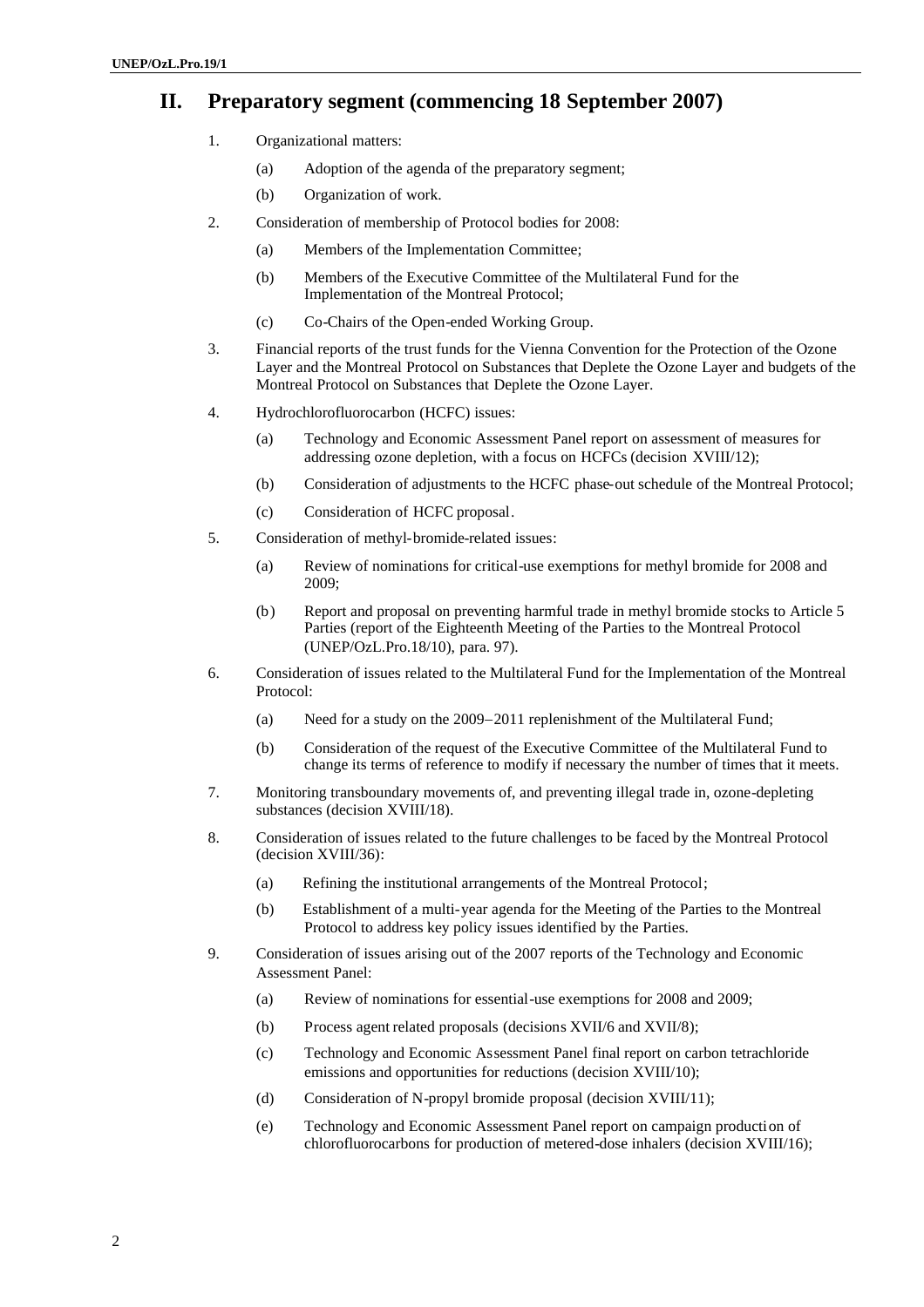## II. Preparatory segment (commencing 18 September 2007)

1. Organizational matters:

   (a) Adoption of the agenda of the preparatory segment;

   (b) Organization of work.

2. Consideration of membership of Protocol bodies for 2008:

   (a) Members of the Implementation Committee;

   (b) Members of the Executive Committee of the Multilateral Fund for the Implementation of the Montreal Protocol;

   (c) Co-Chairs of the Open-ended Working Group.

3. Financial reports of the trust funds for the Vienna Convention for the Protection of the Ozone Layer and the Montreal Protocol on Substances that Deplete the Ozone Layer and budgets of the Montreal Protocol on Substances that Deplete the Ozone Layer.

4. Hydrochlorofluorocarbon (HCFC) issues:

   (a) Technology and Economic Assessment Panel report on assessment of measures for addressing ozone depletion, with a focus on HCFCs (decision XVIII/12);

   (b) Consideration of adjustments to the HCFC phase-out schedule of the Montreal Protocol;

   (c) Consideration of HCFC proposal.

5. Consideration of methyl-bromide-related issues:

   (a) Review of nominations for critical-use exemptions for methyl bromide for 2008 and 2009;

   (b) Report and proposal on preventing harmful trade in methyl bromide stocks to Article 5 Parties (report of the Eighteenth Meeting of the Parties to the Montreal Protocol (UNEP/OzL.Pro.18/10), para. 97).

6. Consideration of issues related to the Multilateral Fund for the Implementation of the Montreal Protocol:

   (a) Need for a study on the 2009–2011 replenishment of the Multilateral Fund;

   (b) Consideration of the request of the Executive Committee of the Multilateral Fund to change its terms of reference to modify if necessary the number of times that it meets.

7. Monitoring transboundary movements of, and preventing illegal trade in, ozone-depleting substances (decision XVIII/18).

8. Consideration of issues related to the future challenges to be faced by the Montreal Protocol (decision XVIII/36):

   (a) Refining the institutional arrangements of the Montreal Protocol;

   (b) Establishment of a multi-year agenda for the Meeting of the Parties to the Montreal Protocol to address key policy issues identified by the Parties.

9. Consideration of issues arising out of the 2007 reports of the Technology and Economic Assessment Panel:

   (a) Review of nominations for essential-use exemptions for 2008 and 2009;

   (b) Process agent related proposals (decisions XVII/6 and XVII/8);

   (c) Technology and Economic Assessment Panel final report on carbon tetrachloride emissions and opportunities for reductions (decision XVIII/10);

   (d) Consideration of N-propyl bromide proposal (decision XVIII/11);

   (e) Technology and Economic Assessment Panel report on campaign production of chlorofluorocarbons for production of metered-dose inhalers (decision XVIII/16);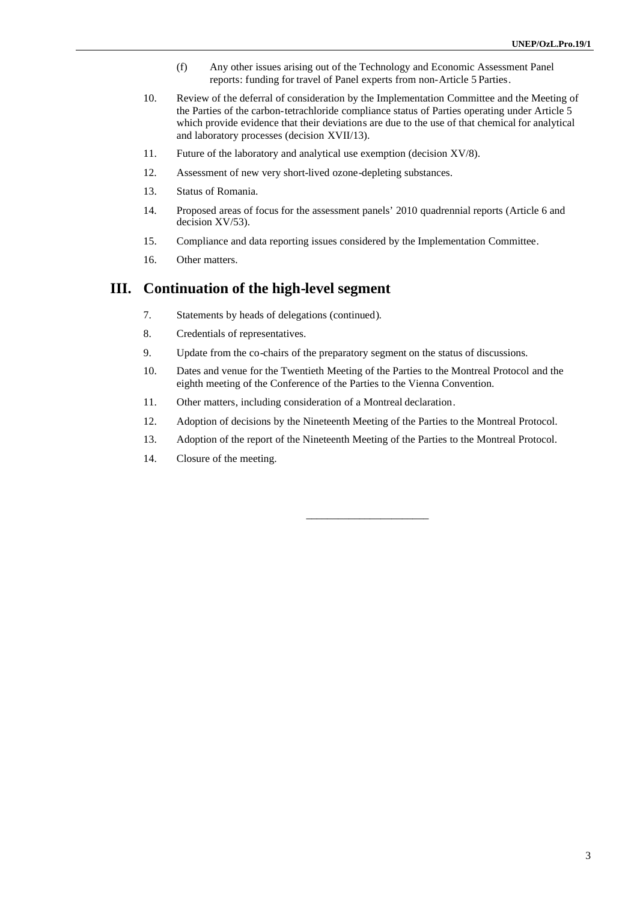(f) Any other issues arising out of the Technology and Economic Assessment Panel reports: funding for travel of Panel experts from non-Article 5 Parties.

10. Review of the deferral of consideration by the Implementation Committee and the Meeting of the Parties of the carbon-tetrachloride compliance status of Parties operating under Article 5 which provide evidence that their deviations are due to the use of that chemical for analytical and laboratory processes (decision XVII/13).

11. Future of the laboratory and analytical use exemption (decision XV/8).

12. Assessment of new very short-lived ozone-depleting substances.

13. Status of Romania.

14. Proposed areas of focus for the assessment panels' 2010 quadrennial reports (Article 6 and decision XV/53).

15. Compliance and data reporting issues considered by the Implementation Committee.

16. Other matters.

## III. Continuation of the high-level segment

7. Statements by heads of delegations (continued).

8. Credentials of representatives.

9. Update from the co-chairs of the preparatory segment on the status of discussions.

10. Dates and venue for the Twentieth Meeting of the Parties to the Montreal Protocol and the eighth meeting of the Conference of the Parties to the Vienna Convention.

11. Other matters, including consideration of a Montreal declaration.

12. Adoption of decisions by the Nineteenth Meeting of the Parties to the Montreal Protocol.

13. Adoption of the report of the Nineteenth Meeting of the Parties to the Montreal Protocol.

14. Closure of the meeting.

______________________